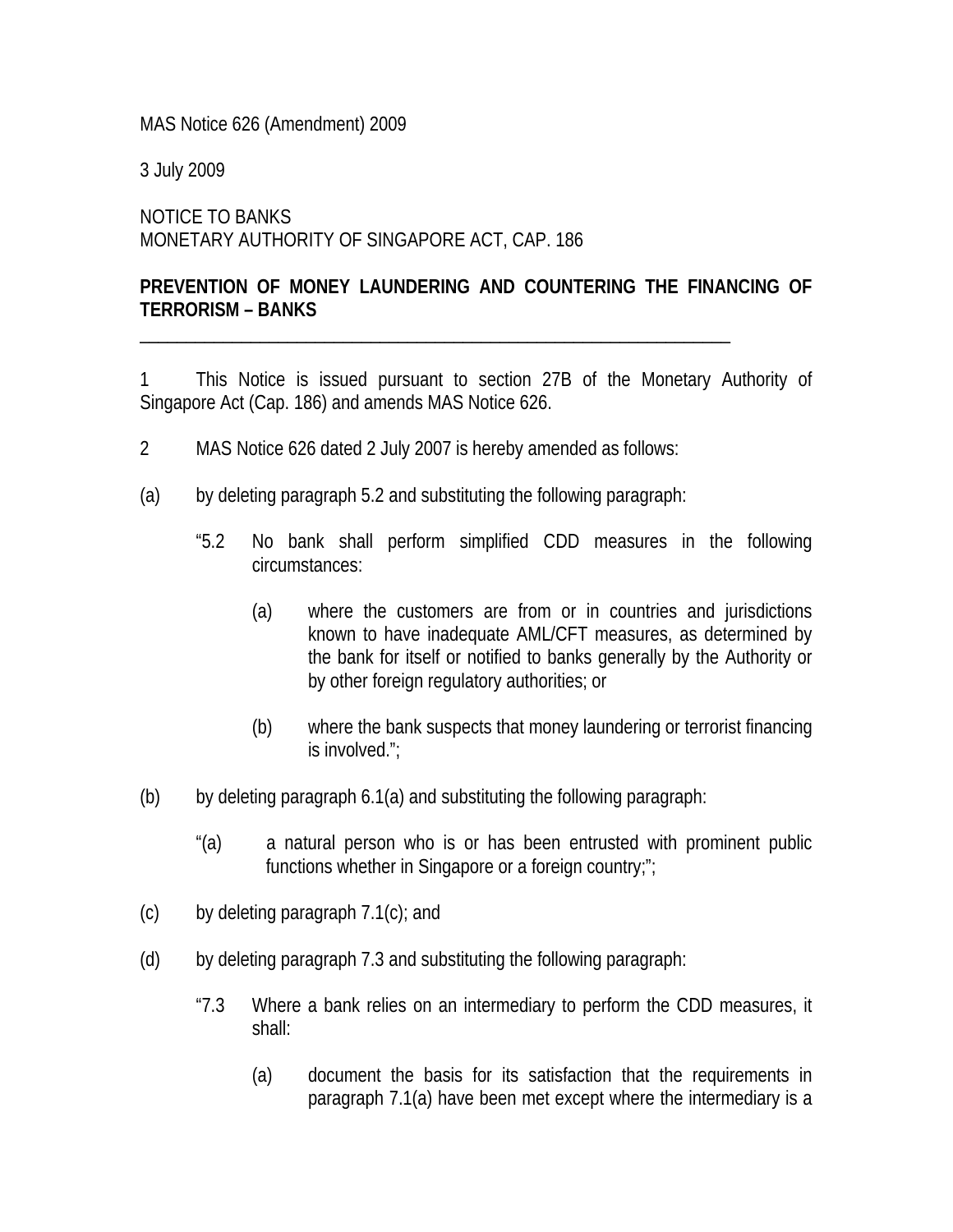MAS Notice 626 (Amendment) 2009

3 July 2009

NOTICE TO BANKS
MONETARY AUTHORITY OF SINGAPORE ACT, CAP. 186

**PREVENTION OF MONEY LAUNDERING AND COUNTERING THE FINANCING OF TERRORISM – BANKS**

---

1 This Notice is issued pursuant to section 27B of the Monetary Authority of Singapore Act (Cap. 186) and amends MAS Notice 626.

2 MAS Notice 626 dated 2 July 2007 is hereby amended as follows:

(a) by deleting paragraph 5.2 and substituting the following paragraph:

> "5.2 No bank shall perform simplified CDD measures in the following circumstances:
>
> (a) where the customers are from or in countries and jurisdictions known to have inadequate AML/CFT measures, as determined by the bank for itself or notified to banks generally by the Authority or by other foreign regulatory authorities; or
>
> (b) where the bank suspects that money laundering or terrorist financing is involved.";

(b) by deleting paragraph 6.1(a) and substituting the following paragraph:

> "(a) a natural person who is or has been entrusted with prominent public functions whether in Singapore or a foreign country;";

(c) by deleting paragraph 7.1(c); and

(d) by deleting paragraph 7.3 and substituting the following paragraph:

> "7.3 Where a bank relies on an intermediary to perform the CDD measures, it shall:
>
> (a) document the basis for its satisfaction that the requirements in paragraph 7.1(a) have been met except where the intermediary is a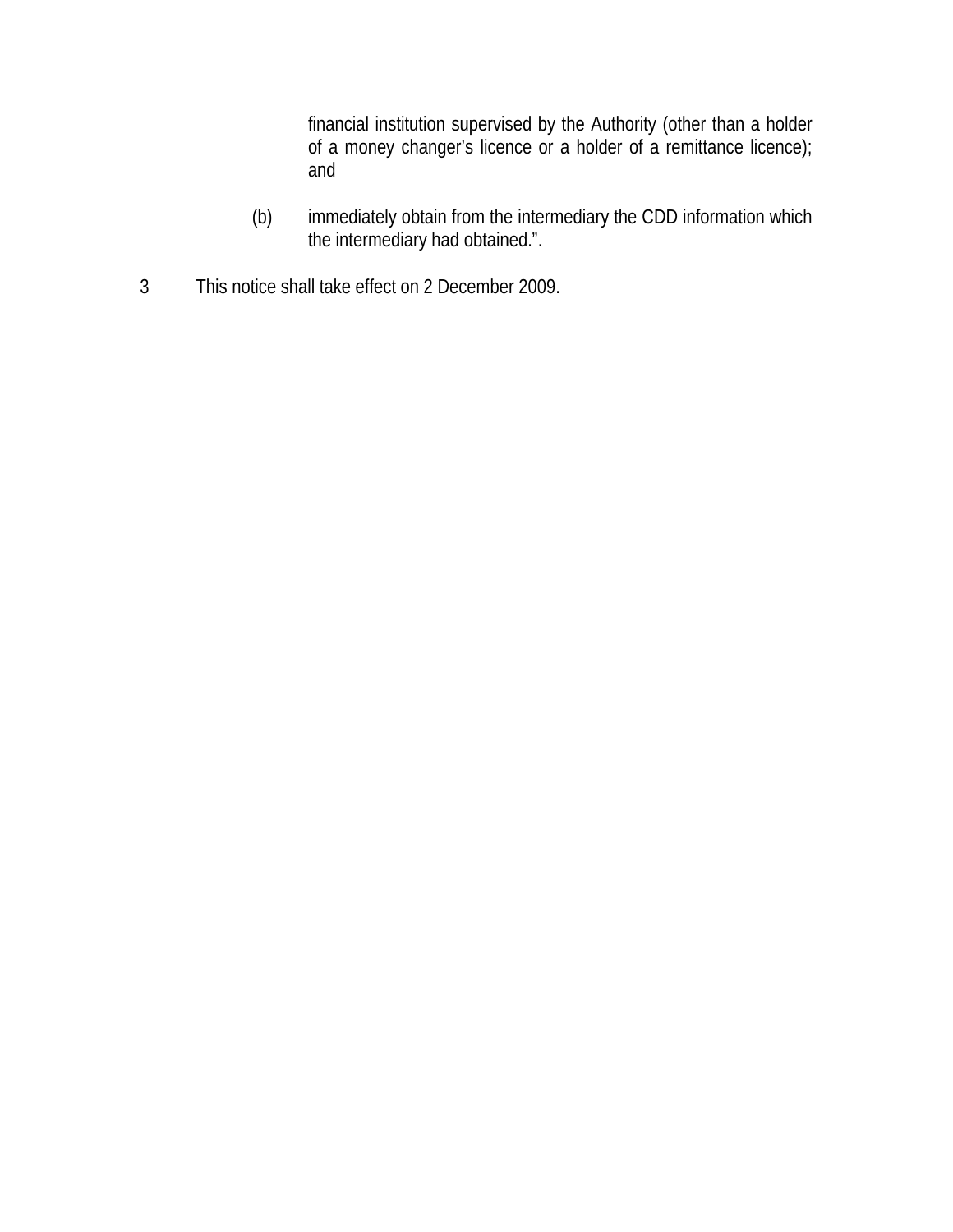financial institution supervised by the Authority (other than a holder of a money changer's licence or a holder of a remittance licence); and

(b) immediately obtain from the intermediary the CDD information which the intermediary had obtained.".

3 This notice shall take effect on 2 December 2009.